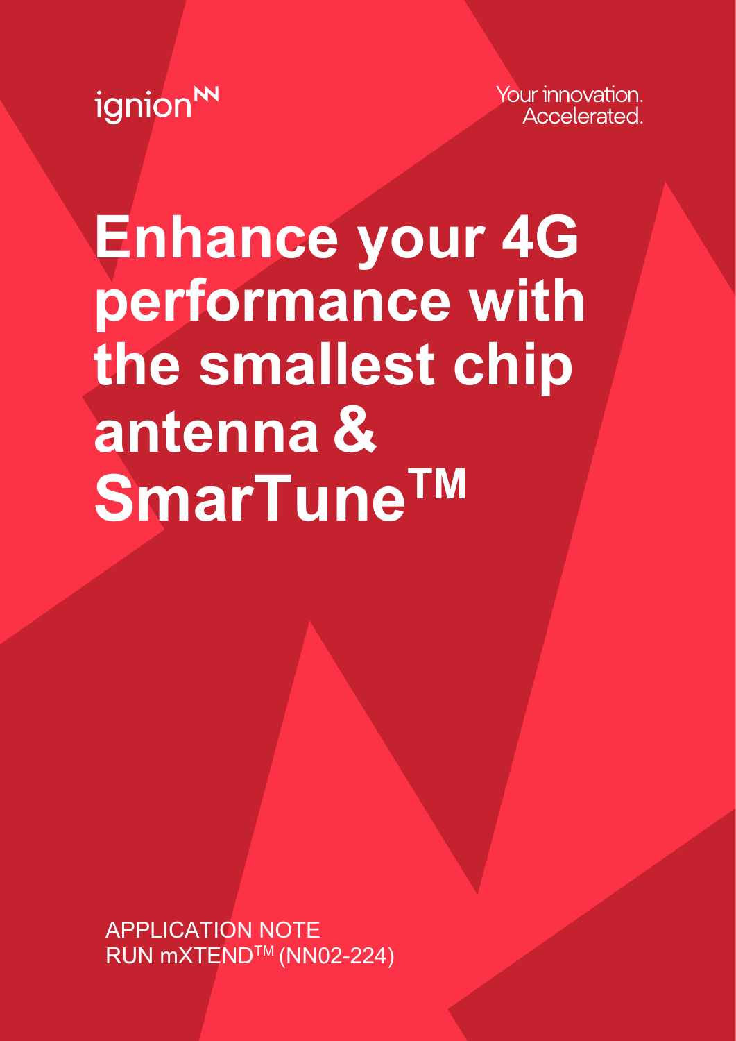ignion

Your innovation.
Accelerated.

# Enhance your 4G performance with the smallest chip antenna & SmarTune™

APPLICATION NOTE
RUN mXTEND™ (NN02-224)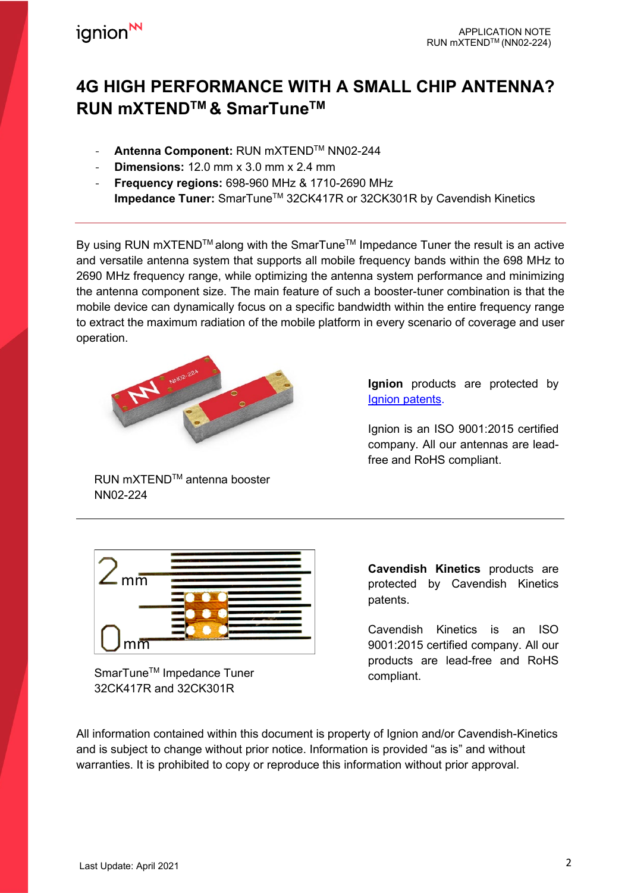# 4G HIGH PERFORMANCE WITH A SMALL CHIP ANTENNA? RUN mXTEND™ & SmarTune™

- **Antenna Component:** RUN mXTEND™ NN02-244
- **Dimensions:** 12.0 mm x 3.0 mm x 2.4 mm
- **Frequency regions:** 698-960 MHz & 1710-2690 MHz
  **Impedance Tuner:** SmarTune™ 32CK417R or 32CK301R by Cavendish Kinetics

---

By using RUN mXTEND™ along with the SmarTune™ Impedance Tuner the result is an active and versatile antenna system that supports all mobile frequency bands within the 698 MHz to 2690 MHz frequency range, while optimizing the antenna system performance and minimizing the antenna component size. The main feature of such a booster-tuner combination is that the mobile device can dynamically focus on a specific bandwidth within the entire frequency range to extract the maximum radiation of the mobile platform in every scenario of coverage and user operation.

RUN mXTEND™ antenna booster NN02-224

**Ignion** products are protected by [Ignion patents](Ignion patents).

Ignion is an ISO 9001:2015 certified company. All our antennas are lead-free and RoHS compliant.

---

SmarTune™ Impedance Tuner 32CK417R and 32CK301R

**Cavendish Kinetics** products are protected by Cavendish Kinetics patents.

Cavendish Kinetics is an ISO 9001:2015 certified company. All our products are lead-free and RoHS compliant.

All information contained within this document is property of Ignion and/or Cavendish-Kinetics and is subject to change without prior notice. Information is provided "as is" and without warranties. It is prohibited to copy or reproduce this information without prior approval.

Last Update: April 2021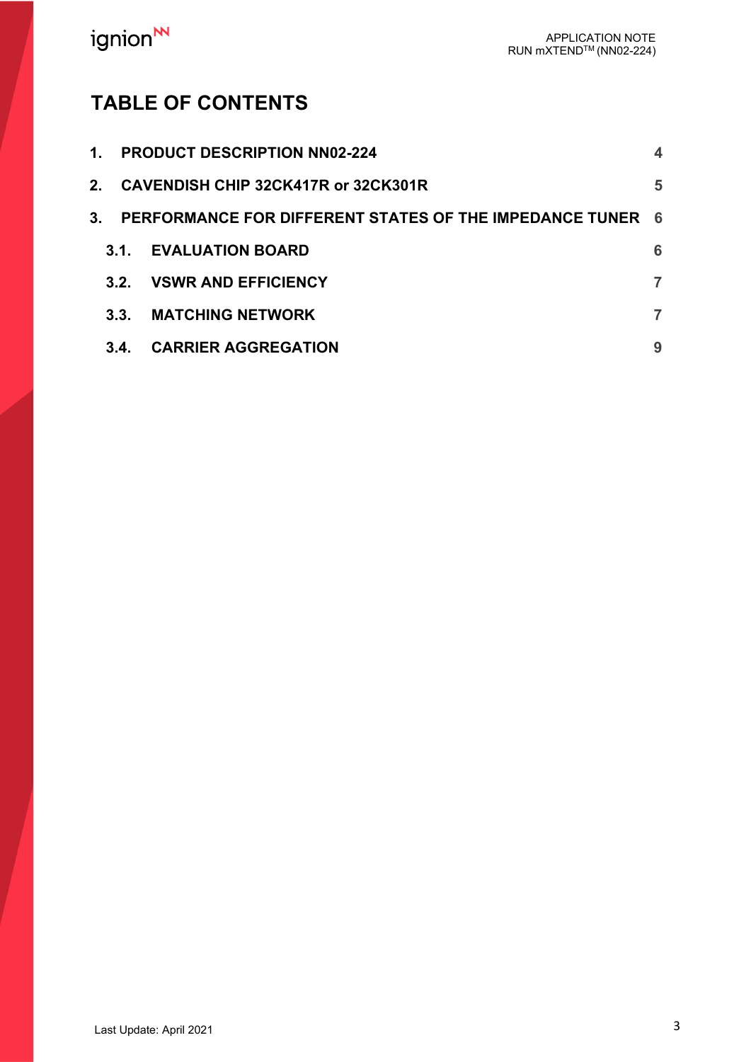# TABLE OF CONTENTS

| | | |
|---|---|---|
| 1. | PRODUCT DESCRIPTION NN02-224 | 4 |
| 2. | CAVENDISH CHIP 32CK417R or 32CK301R | 5 |
| 3. | PERFORMANCE FOR DIFFERENT STATES OF THE IMPEDANCE TUNER | 6 |
| 3.1. | EVALUATION BOARD | 6 |
| 3.2. | VSWR AND EFFICIENCY | 7 |
| 3.3. | MATCHING NETWORK | 7 |
| 3.4. | CARRIER AGGREGATION | 9 |

Last Update: April 2021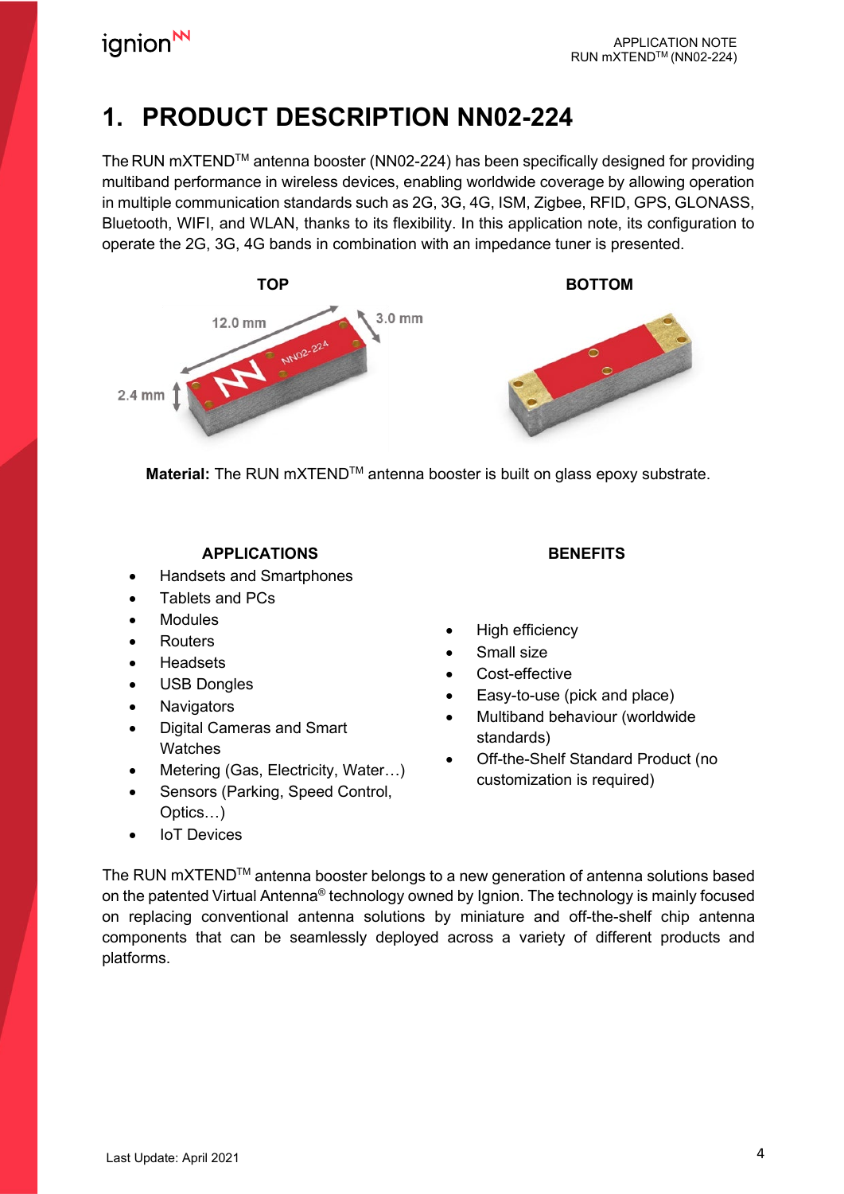# 1. PRODUCT DESCRIPTION NN02-224

The RUN mXTEND[TM] antenna booster (NN02-224) has been specifically designed for providing multiband performance in wireless devices, enabling worldwide coverage by allowing operation in multiple communication standards such as 2G, 3G, 4G, ISM, Zigbee, RFID, GPS, GLONASS, Bluetooth, WIFI, and WLAN, thanks to its flexibility. In this application note, its configuration to operate the 2G, 3G, 4G bands in combination with an impedance tuner is presented.

**TOP** | **BOTTOM**

12.0 mm | 3.0 mm | 2.4 mm

**Material:** The RUN mXTEND[TM] antenna booster is built on glass epoxy substrate.

**APPLICATIONS**

- Handsets and Smartphones
- Tablets and PCs
- Modules
- Routers
- Headsets
- USB Dongles
- Navigators
- Digital Cameras and Smart Watches
- Metering (Gas, Electricity, Water…)
- Sensors (Parking, Speed Control, Optics…)
- IoT Devices

**BENEFITS**

- High efficiency
- Small size
- Cost-effective
- Easy-to-use (pick and place)
- Multiband behaviour (worldwide standards)
- Off-the-Shelf Standard Product (no customization is required)

The RUN mXTEND[TM] antenna booster belongs to a new generation of antenna solutions based on the patented Virtual Antenna® technology owned by Ignion. The technology is mainly focused on replacing conventional antenna solutions by miniature and off-the-shelf chip antenna components that can be seamlessly deployed across a variety of different products and platforms.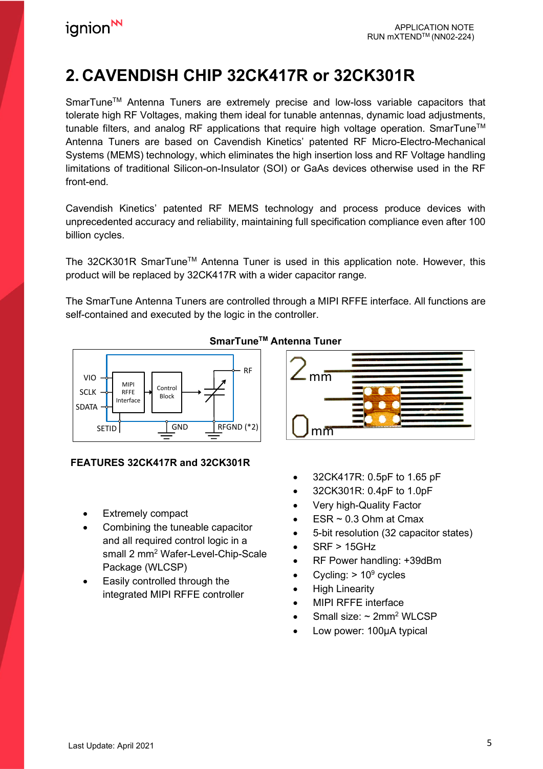# 2. CAVENDISH CHIP 32CK417R or 32CK301R

SmarTune™ Antenna Tuners are extremely precise and low-loss variable capacitors that tolerate high RF Voltages, making them ideal for tunable antennas, dynamic load adjustments, tunable filters, and analog RF applications that require high voltage operation. SmarTune™ Antenna Tuners are based on Cavendish Kinetics' patented RF Micro-Electro-Mechanical Systems (MEMS) technology, which eliminates the high insertion loss and RF Voltage handling limitations of traditional Silicon-on-Insulator (SOI) or GaAs devices otherwise used in the RF front-end.

Cavendish Kinetics' patented RF MEMS technology and process produce devices with unprecedented accuracy and reliability, maintaining full specification compliance even after 100 billion cycles.

The 32CK301R SmarTune™ Antenna Tuner is used in this application note. However, this product will be replaced by 32CK417R with a wider capacitor range.

The SmarTune Antenna Tuners are controlled through a MIPI RFFE interface. All functions are self-contained and executed by the logic in the controller.

**SmarTune™ Antenna Tuner**

VIO, SCLK, SDATA, MIPI RFFE Interface, Control Block, RF, SETID, GND, RFGND (*2)

2 mm, 0 mm

**FEATURES 32CK417R and 32CK301R**

- Extremely compact
- Combining the tuneable capacitor and all required control logic in a small 2 mm² Wafer-Level-Chip-Scale Package (WLCSP)
- Easily controlled through the integrated MIPI RFFE controller

- 32CK417R: 0.5pF to 1.65 pF
- 32CK301R: 0.4pF to 1.0pF
- Very high-Quality Factor
- ESR ~ 0.3 Ohm at Cmax
- 5-bit resolution (32 capacitor states)
- SRF > 15GHz
- RF Power handling: +39dBm
- Cycling: > $10^9$ cycles
- High Linearity
- MIPI RFFE interface
- Small size: ~ 2mm² WLCSP
- Low power: 100µA typical

Last Update: April 2021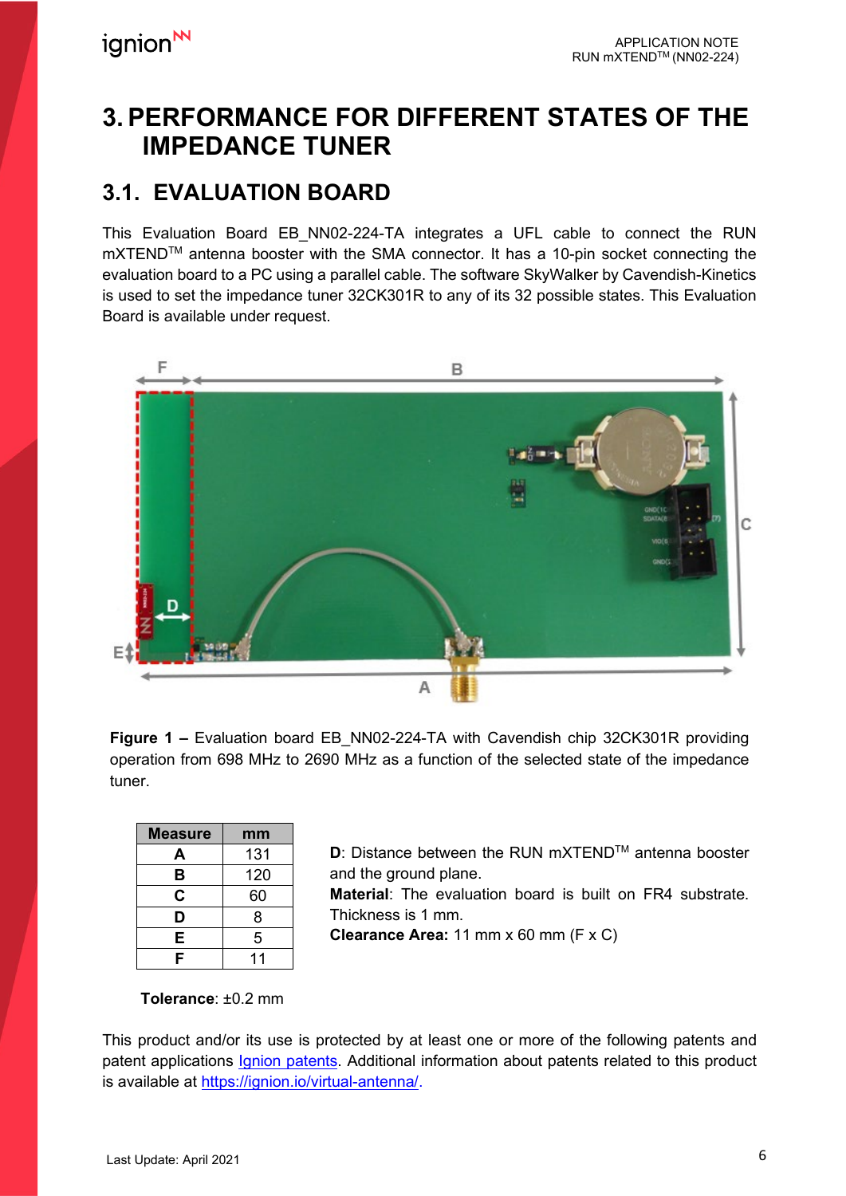# 3. PERFORMANCE FOR DIFFERENT STATES OF THE IMPEDANCE TUNER

## 3.1. EVALUATION BOARD

This Evaluation Board EB_NN02-224-TA integrates a UFL cable to connect the RUN mXTEND[TM] antenna booster with the SMA connector. It has a 10-pin socket connecting the evaluation board to a PC using a parallel cable. The software SkyWalker by Cavendish-Kinetics is used to set the impedance tuner 32CK301R to any of its 32 possible states. This Evaluation Board is available under request.

**Figure 1 –** Evaluation board EB_NN02-224-TA with Cavendish chip 32CK301R providing operation from 698 MHz to 2690 MHz as a function of the selected state of the impedance tuner.

| Measure | mm |
|---|---|
| A | 131 |
| B | 120 |
| C | 60 |
| D | 8 |
| E | 5 |
| F | 11 |

**Tolerance**: ±0.2 mm

**D**: Distance between the RUN mXTEND[TM] antenna booster and the ground plane.
**Material**: The evaluation board is built on FR4 substrate. Thickness is 1 mm.
**Clearance Area:** 11 mm x 60 mm (F x C)

This product and/or its use is protected by at least one or more of the following patents and patent applications [Ignion patents](). Additional information about patents related to this product is available at https://ignion.io/virtual-antenna/.

Last Update: April 2021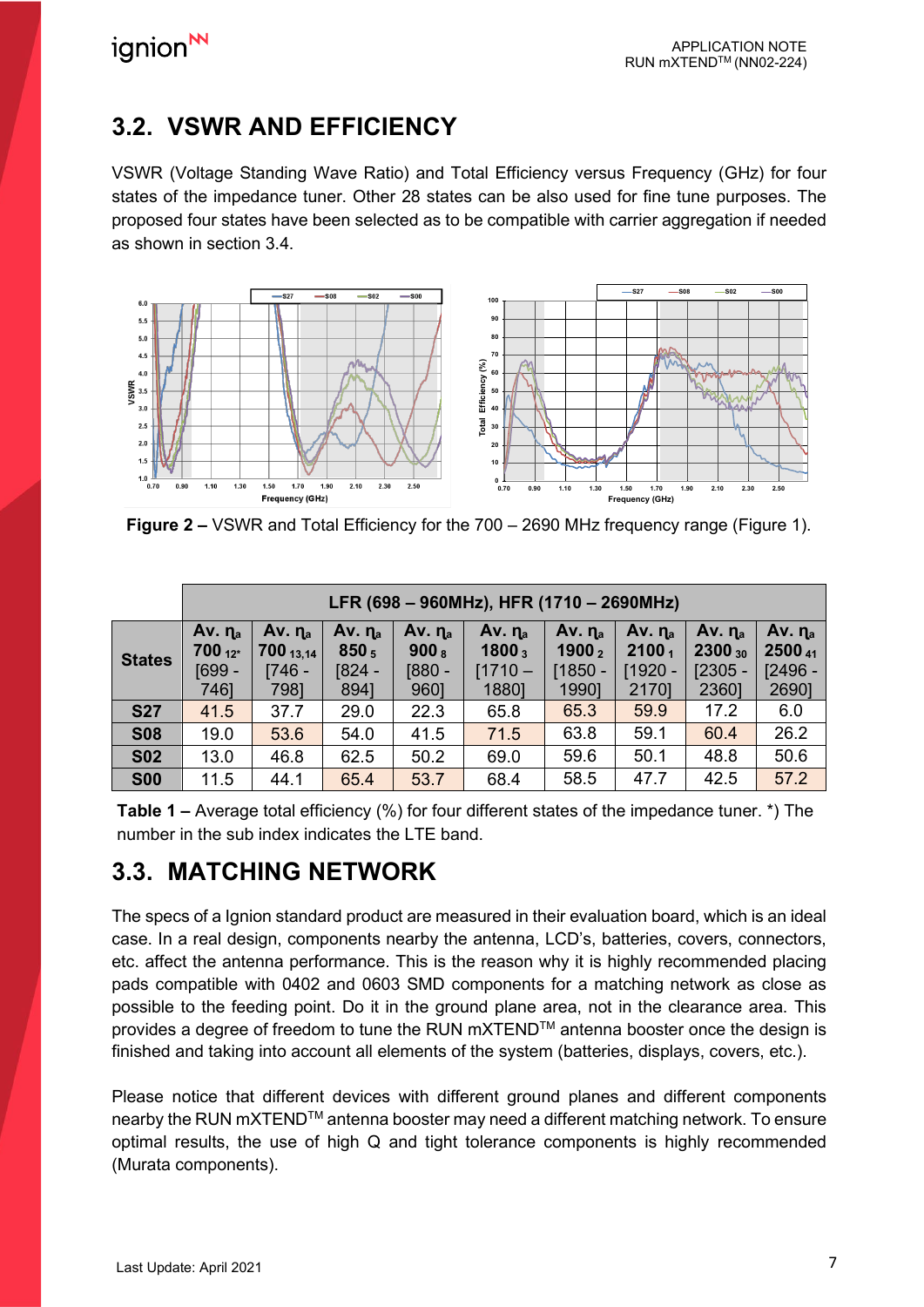## 3.2. VSWR AND EFFICIENCY

VSWR (Voltage Standing Wave Ratio) and Total Efficiency versus Frequency (GHz) for four states of the impedance tuner. Other 28 states can be also used for fine tune purposes. The proposed four states have been selected as to be compatible with carrier aggregation if needed as shown in section 3.4.

**Figure 2 –** VSWR and Total Efficiency for the 700 – 2690 MHz frequency range (Figure 1).

| States | LFR (698 – 960MHz), HFR (1710 – 2690MHz) | | | | | | | | |
|---|---|---|---|---|---|---|---|---|---|
| | Av. $\eta_a$ 700 $_{12*}$ [699 - 746] | Av. $\eta_a$ 700 $_{13,14}$ [746 - 798] | Av. $\eta_a$ 850 $_5$ [824 - 894] | Av. $\eta_a$ 900 $_8$ [880 - 960] | Av. $\eta_a$ 1800 $_3$ [1710 – 1880] | Av. $\eta_a$ 1900 $_2$ [1850 - 1990] | Av. $\eta_a$ 2100 $_1$ [1920 - 2170] | Av. $\eta_a$ 2300 $_{30}$ [2305 - 2360] | Av. $\eta_a$ 2500 $_{41}$ [2496 - 2690] |
| **S27** | 41.5 | 37.7 | 29.0 | 22.3 | 65.8 | 65.3 | 59.9 | 17.2 | 6.0 |
| **S08** | 19.0 | 53.6 | 54.0 | 41.5 | 71.5 | 63.8 | 59.1 | 60.4 | 26.2 |
| **S02** | 13.0 | 46.8 | 62.5 | 50.2 | 69.0 | 59.6 | 50.1 | 48.8 | 50.6 |
| **S00** | 11.5 | 44.1 | 65.4 | 53.7 | 68.4 | 58.5 | 47.7 | 42.5 | 57.2 |

**Table 1 –** Average total efficiency (%) for four different states of the impedance tuner. *) The number in the sub index indicates the LTE band.

## 3.3. MATCHING NETWORK

The specs of a Ignion standard product are measured in their evaluation board, which is an ideal case. In a real design, components nearby the antenna, LCD's, batteries, covers, connectors, etc. affect the antenna performance. This is the reason why it is highly recommended placing pads compatible with 0402 and 0603 SMD components for a matching network as close as possible to the feeding point. Do it in the ground plane area, not in the clearance area. This provides a degree of freedom to tune the RUN mXTEND™ antenna booster once the design is finished and taking into account all elements of the system (batteries, displays, covers, etc.).

Please notice that different devices with different ground planes and different components nearby the RUN mXTEND™ antenna booster may need a different matching network. To ensure optimal results, the use of high Q and tight tolerance components is highly recommended (Murata components).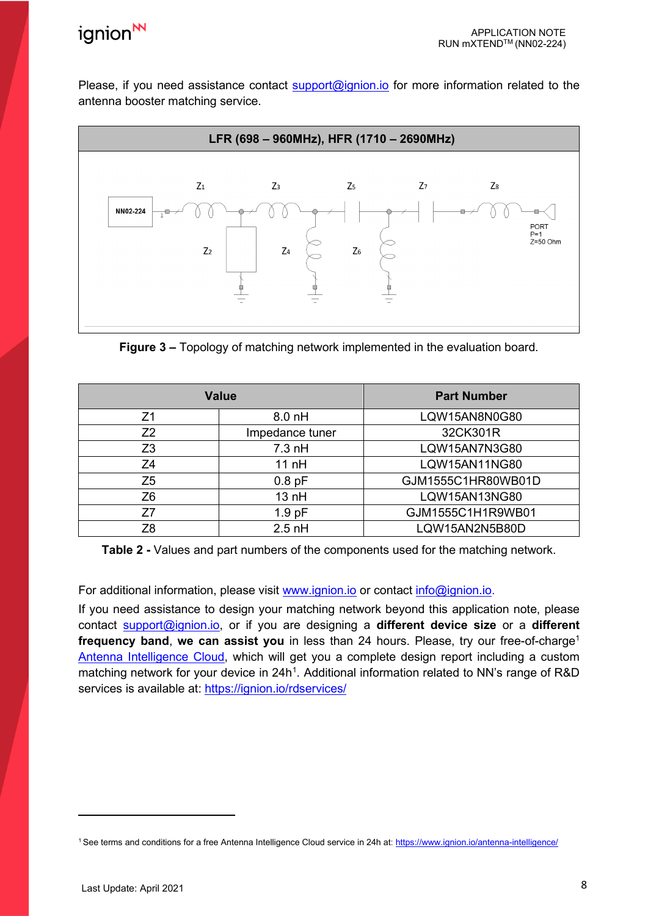Please, if you need assistance contact support@ignion.io for more information related to the antenna booster matching service.

**LFR (698 – 960MHz), HFR (1710 – 2690MHz)**

**Figure 3 –** Topology of matching network implemented in the evaluation board.

| Value | | Part Number |
|---|---|---|
| Z1 | 8.0 nH | LQW15AN8N0G80 |
| Z2 | Impedance tuner | 32CK301R |
| Z3 | 7.3 nH | LQW15AN7N3G80 |
| Z4 | 11 nH | LQW15AN11NG80 |
| Z5 | 0.8 pF | GJM1555C1HR80WB01D |
| Z6 | 13 nH | LQW15AN13NG80 |
| Z7 | 1.9 pF | GJM1555C1H1R9WB01 |
| Z8 | 2.5 nH | LQW15AN2N5B80D |

**Table 2 -** Values and part numbers of the components used for the matching network.

For additional information, please visit www.ignion.io or contact info@ignion.io.

If you need assistance to design your matching network beyond this application note, please contact support@ignion.io, or if you are designing a **different device size** or a **different frequency band**, **we can assist you** in less than 24 hours. Please, try our free-of-charge[1] Antenna Intelligence Cloud, which will get you a complete design report including a custom matching network for your device in 24h[1]. Additional information related to NN's range of R&D services is available at: https://ignion.io/rdservices/

[1] See terms and conditions for a free Antenna Intelligence Cloud service in 24h at: https://www.ignion.io/antenna-intelligence/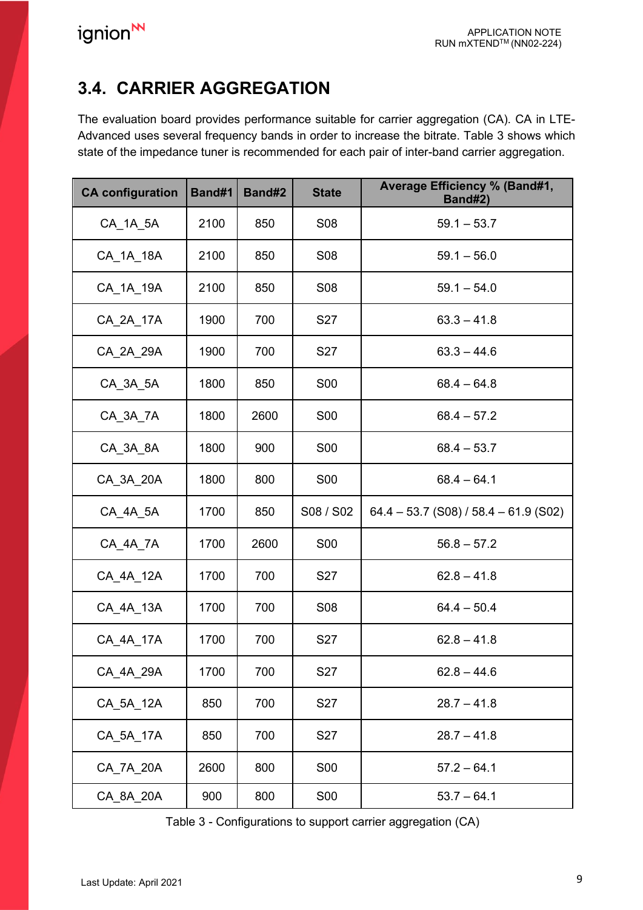## 3.4. CARRIER AGGREGATION

The evaluation board provides performance suitable for carrier aggregation (CA). CA in LTE-Advanced uses several frequency bands in order to increase the bitrate. Table 3 shows which state of the impedance tuner is recommended for each pair of inter-band carrier aggregation.

| CA configuration | Band#1 | Band#2 | State | Average Efficiency % (Band#1, Band#2) |
|---|---|---|---|---|
| CA_1A_5A | 2100 | 850 | S08 | 59.1 – 53.7 |
| CA_1A_18A | 2100 | 850 | S08 | 59.1 – 56.0 |
| CA_1A_19A | 2100 | 850 | S08 | 59.1 – 54.0 |
| CA_2A_17A | 1900 | 700 | S27 | 63.3 – 41.8 |
| CA_2A_29A | 1900 | 700 | S27 | 63.3 – 44.6 |
| CA_3A_5A | 1800 | 850 | S00 | 68.4 – 64.8 |
| CA_3A_7A | 1800 | 2600 | S00 | 68.4 – 57.2 |
| CA_3A_8A | 1800 | 900 | S00 | 68.4 – 53.7 |
| CA_3A_20A | 1800 | 800 | S00 | 68.4 – 64.1 |
| CA_4A_5A | 1700 | 850 | S08 / S02 | 64.4 – 53.7 (S08) / 58.4 – 61.9 (S02) |
| CA_4A_7A | 1700 | 2600 | S00 | 56.8 – 57.2 |
| CA_4A_12A | 1700 | 700 | S27 | 62.8 – 41.8 |
| CA_4A_13A | 1700 | 700 | S08 | 64.4 – 50.4 |
| CA_4A_17A | 1700 | 700 | S27 | 62.8 – 41.8 |
| CA_4A_29A | 1700 | 700 | S27 | 62.8 – 44.6 |
| CA_5A_12A | 850 | 700 | S27 | 28.7 – 41.8 |
| CA_5A_17A | 850 | 700 | S27 | 28.7 – 41.8 |
| CA_7A_20A | 2600 | 800 | S00 | 57.2 – 64.1 |
| CA_8A_20A | 900 | 800 | S00 | 53.7 – 64.1 |

Table 3 - Configurations to support carrier aggregation (CA)

Last Update: April 2021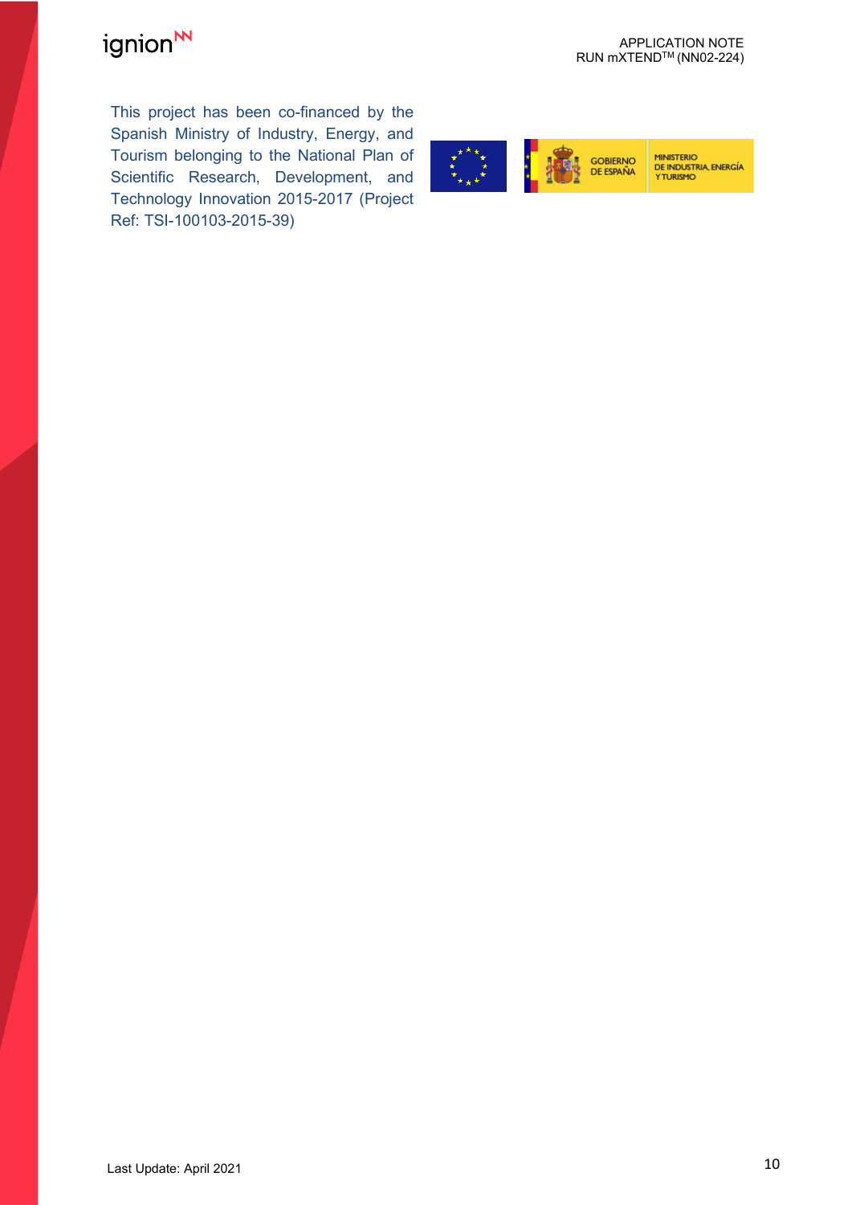This project has been co-financed by the Spanish Ministry of Industry, Energy, and Tourism belonging to the National Plan of Scientific Research, Development, and Technology Innovation 2015-2017 (Project Ref: TSI-100103-2015-39)

Last Update: April 2021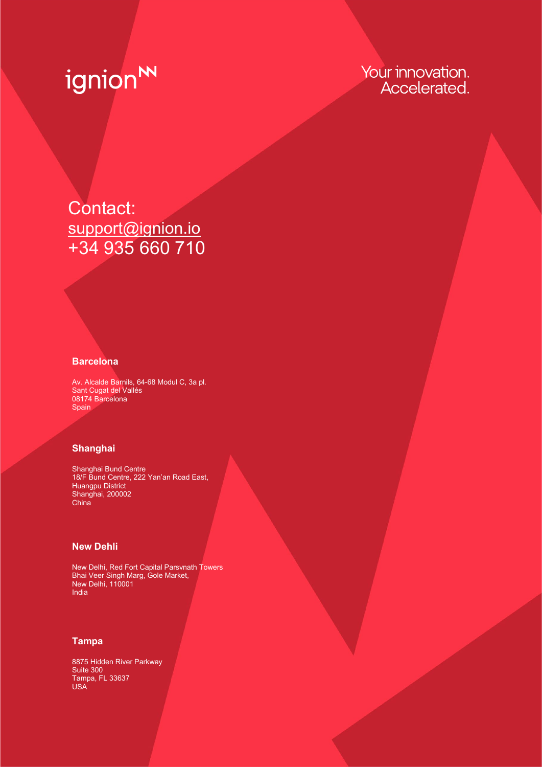ignion

Your innovation.
Accelerated.

Contact:
support@ignion.io
+34 935 660 710

**Barcelona**

Av. Alcalde Barnils, 64-68 Modul C, 3a pl.
Sant Cugat del Vallés
08174 Barcelona
Spain

**Shanghai**

Shanghai Bund Centre
18/F Bund Centre, 222 Yan'an Road East,
Huangpu District
Shanghai, 200002
China

**New Dehli**

New Delhi, Red Fort Capital Parsvnath Towers
Bhai Veer Singh Marg, Gole Market,
New Delhi, 110001
India

**Tampa**

8875 Hidden River Parkway
Suite 300
Tampa, FL 33637
USA